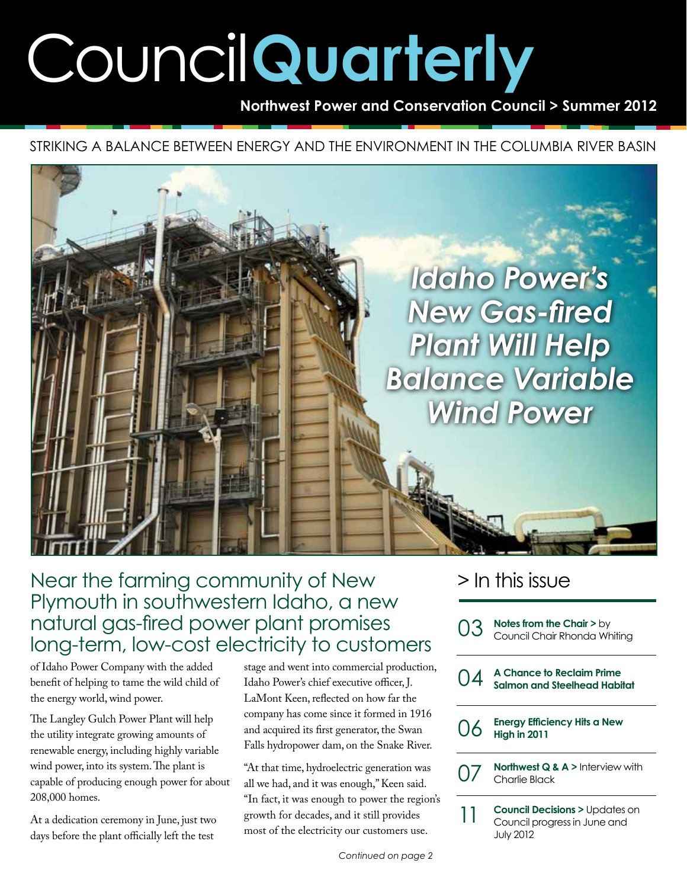# Council**Quarterly**

**Northwest Power and Conservation Council > Summer 2012**

STRIKING A BALANCE BETWEEN ENERGY AND THE ENVIRONMENT IN THE COLUMBIA RIVER BASIN

## *Idaho Power's New Gas-fired Plant Will Help Balance Variable Wind Power*

### Near the farming community of New Plymouth in southwestern Idaho, a new natural gas-fired power plant promises long-term, low-cost electricity to customers

of Idaho Power Company with the added benefit of helping to tame the wild child of the energy world, wind power.

The Langley Gulch Power Plant will help the utility integrate growing amounts of renewable energy, including highly variable wind power, into its system. The plant is capable of producing enough power for about 208,000 homes.

At a dedication ceremony in June, just two days before the plant officially left the test stage and went into commercial production, Idaho Power's chief executive officer, J. LaMont Keen, reflected on how far the company has come since it formed in 1916 and acquired its first generator, the Swan Falls hydropower dam, on the Snake River.

"At that time, hydroelectric generation was all we had, and it was enough," Keen said. "In fact, it was enough to power the region's growth for decades, and it still provides most of the electricity our customers use.

*Continued on page 2*

## > In this issue

- **03** — **Notes from the Chair >** by Council Chair Rhonda Whiting
- **04** — **A Chance to Reclaim Prime Salmon and Steelhead Habitat**
- **06** — **Energy Efficiency Hits a New High in 2011**
- **07** — **Northwest Q & A >** Interview with Charlie Black
- **11** — **Council Decisions >** Updates on Council progress in June and July 2012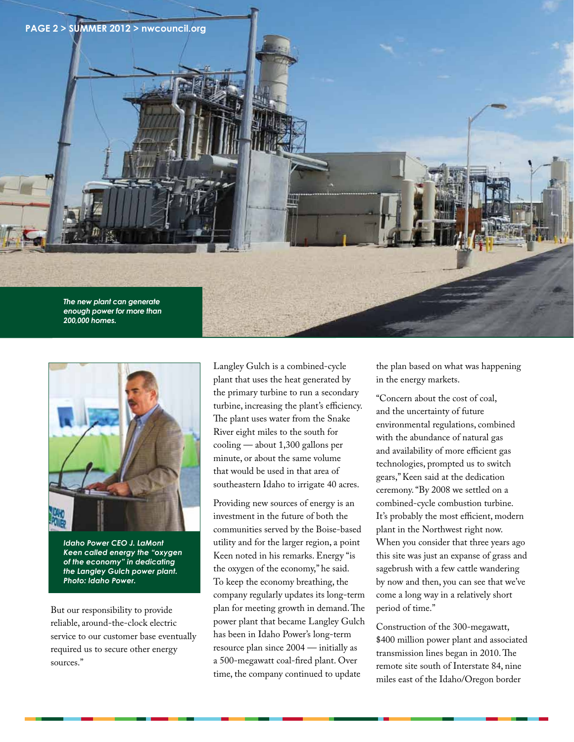*The new plant can generate enough power for more than 200,000 homes.*

*Idaho Power CEO J. LaMont Keen called energy the "oxygen of the economy" in dedicating the Langley Gulch power plant. Photo: Idaho Power.*

But our responsibility to provide reliable, around-the-clock electric service to our customer base eventually required us to secure other energy sources."

Langley Gulch is a combined-cycle plant that uses the heat generated by the primary turbine to run a secondary turbine, increasing the plant's efficiency. The plant uses water from the Snake River eight miles to the south for cooling — about 1,300 gallons per minute, or about the same volume that would be used in that area of southeastern Idaho to irrigate 40 acres.

Providing new sources of energy is an investment in the future of both the communities served by the Boise-based utility and for the larger region, a point Keen noted in his remarks. Energy "is the oxygen of the economy," he said. To keep the economy breathing, the company regularly updates its long-term plan for meeting growth in demand. The power plant that became Langley Gulch has been in Idaho Power's long-term resource plan since 2004 — initially as a 500-megawatt coal-fired plant. Over time, the company continued to update the plan based on what was happening in the energy markets.

"Concern about the cost of coal, and the uncertainty of future environmental regulations, combined with the abundance of natural gas and availability of more efficient gas technologies, prompted us to switch gears," Keen said at the dedication ceremony. "By 2008 we settled on a combined-cycle combustion turbine. It's probably the most efficient, modern plant in the Northwest right now. When you consider that three years ago this site was just an expanse of grass and sagebrush with a few cattle wandering by now and then, you can see that we've come a long way in a relatively short period of time."

Construction of the 300-megawatt, $400 million power plant and associated transmission lines began in 2010. The remote site south of Interstate 84, nine miles east of the Idaho/Oregon border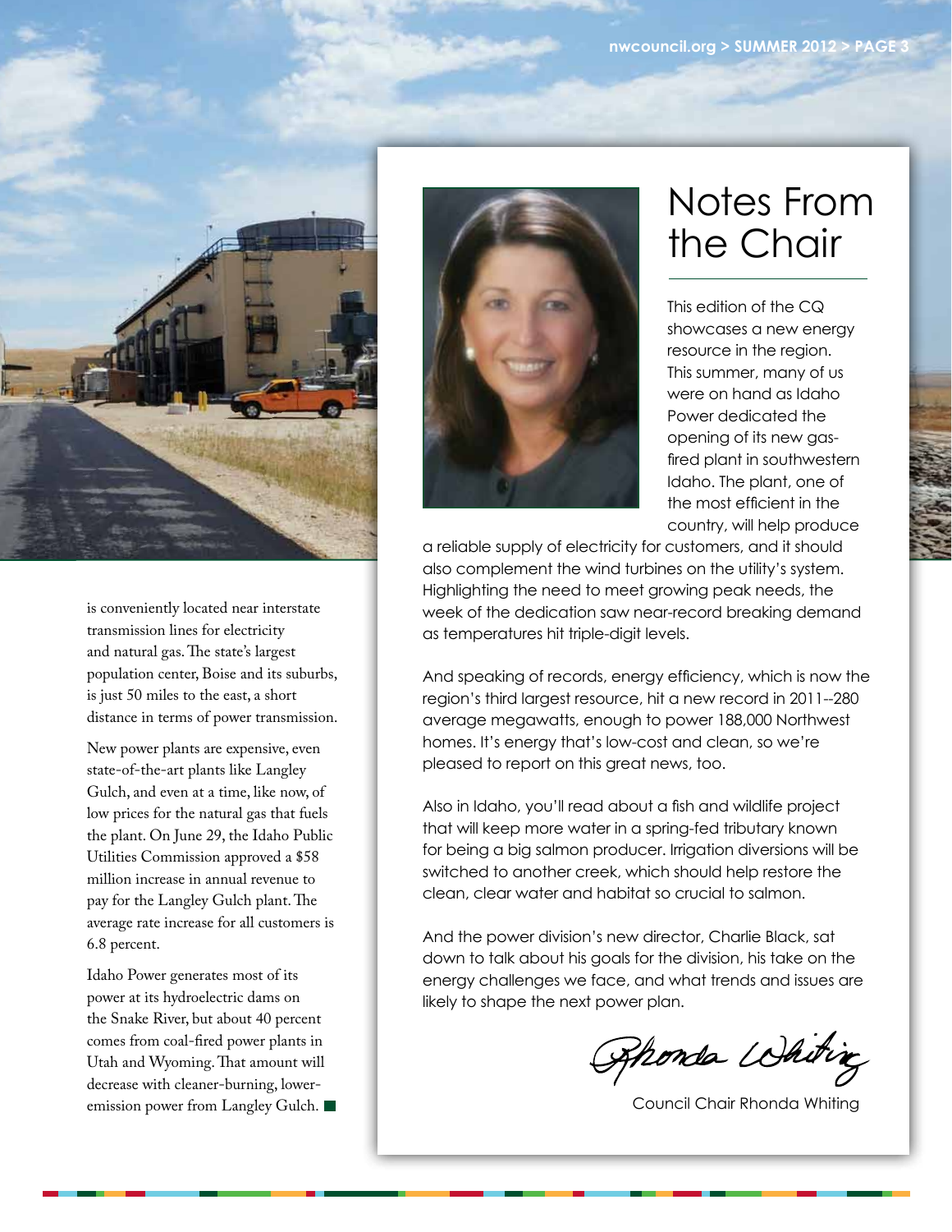is conveniently located near interstate transmission lines for electricity and natural gas. The state's largest population center, Boise and its suburbs, is just 50 miles to the east, a short distance in terms of power transmission.

New power plants are expensive, even state-of-the-art plants like Langley Gulch, and even at a time, like now, of low prices for the natural gas that fuels the plant. On June 29, the Idaho Public Utilities Commission approved a $58 million increase in annual revenue to pay for the Langley Gulch plant. The average rate increase for all customers is 6.8 percent.

Idaho Power generates most of its power at its hydroelectric dams on the Snake River, but about 40 percent comes from coal-fired power plants in Utah and Wyoming. That amount will decrease with cleaner-burning, lower-emission power from Langley Gulch. ■

# Notes From the Chair

This edition of the CQ showcases a new energy resource in the region. This summer, many of us were on hand as Idaho Power dedicated the opening of its new gas-fired plant in southwestern Idaho. The plant, one of the most efficient in the country, will help produce a reliable supply of electricity for customers, and it should also complement the wind turbines on the utility's system. Highlighting the need to meet growing peak needs, the week of the dedication saw near-record breaking demand as temperatures hit triple-digit levels.

And speaking of records, energy efficiency, which is now the region's third largest resource, hit a new record in 2011--280 average megawatts, enough to power 188,000 Northwest homes. It's energy that's low-cost and clean, so we're pleased to report on this great news, too.

Also in Idaho, you'll read about a fish and wildlife project that will keep more water in a spring-fed tributary known for being a big salmon producer. Irrigation diversions will be switched to another creek, which should help restore the clean, clear water and habitat so crucial to salmon.

And the power division's new director, Charlie Black, sat down to talk about his goals for the division, his take on the energy challenges we face, and what trends and issues are likely to shape the next power plan.

*Rhonda Whiting*

Council Chair Rhonda Whiting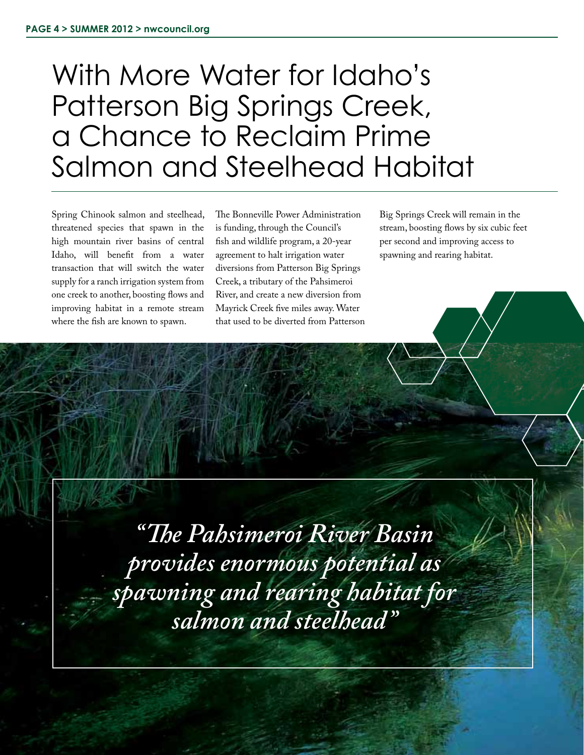# With More Water for Idaho's Patterson Big Springs Creek, a Chance to Reclaim Prime Salmon and Steelhead Habitat

Spring Chinook salmon and steelhead, threatened species that spawn in the high mountain river basins of central Idaho, will benefit from a water transaction that will switch the water supply for a ranch irrigation system from one creek to another, boosting flows and improving habitat in a remote stream where the fish are known to spawn.

The Bonneville Power Administration is funding, through the Council's fish and wildlife program, a 20-year agreement to halt irrigation water diversions from Patterson Big Springs Creek, a tributary of the Pahsimeroi River, and create a new diversion from Mayrick Creek five miles away. Water that used to be diverted from Patterson Big Springs Creek will remain in the stream, boosting flows by six cubic feet per second and improving access to spawning and rearing habitat.

> *"The Pahsimeroi River Basin provides enormous potential as spawning and rearing habitat for salmon and steelhead"*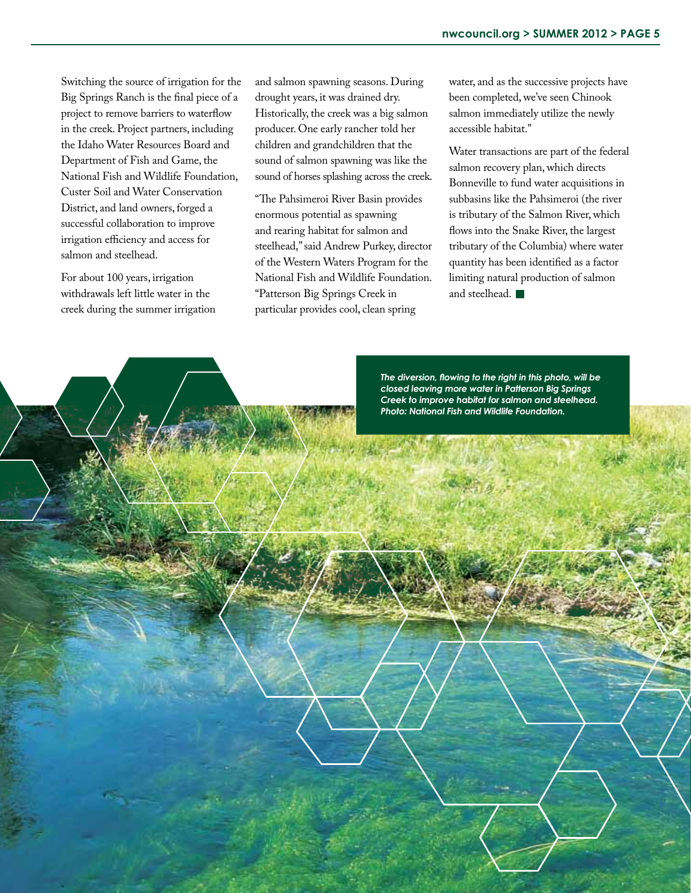Switching the source of irrigation for the Big Springs Ranch is the final piece of a project to remove barriers to waterflow in the creek. Project partners, including the Idaho Water Resources Board and Department of Fish and Game, the National Fish and Wildlife Foundation, Custer Soil and Water Conservation District, and land owners, forged a successful collaboration to improve irrigation efficiency and access for salmon and steelhead.

For about 100 years, irrigation withdrawals left little water in the creek during the summer irrigation and salmon spawning seasons. During drought years, it was drained dry. Historically, the creek was a big salmon producer. One early rancher told her children and grandchildren that the sound of salmon spawning was like the sound of horses splashing across the creek.

"The Pahsimeroi River Basin provides enormous potential as spawning and rearing habitat for salmon and steelhead," said Andrew Purkey, director of the Western Waters Program for the National Fish and Wildlife Foundation. "Patterson Big Springs Creek in particular provides cool, clean spring water, and as the successive projects have been completed, we've seen Chinook salmon immediately utilize the newly accessible habitat."

Water transactions are part of the federal salmon recovery plan, which directs Bonneville to fund water acquisitions in subbasins like the Pahsimeroi (the river is tributary of the Salmon River, which flows into the Snake River, the largest tributary of the Columbia) where water quantity has been identified as a factor limiting natural production of salmon and steelhead.

***The diversion, flowing to the right in this photo, will be closed leaving more water in Patterson Big Springs Creek to improve habitat for salmon and steelhead. Photo: National Fish and Wildlife Foundation.***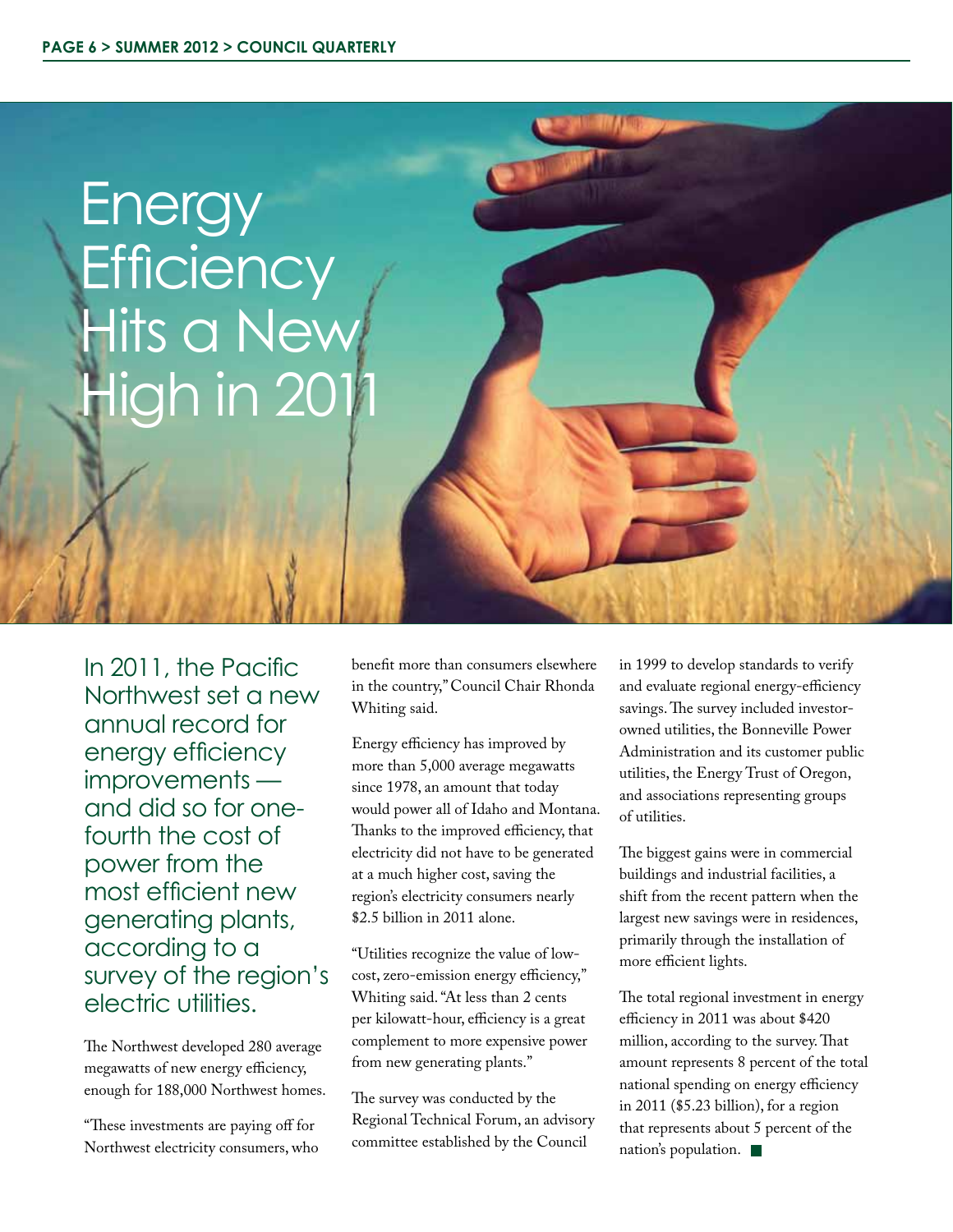# Energy Efficiency Hits a New High in 2011

In 2011, the Pacific Northwest set a new annual record for energy efficiency improvements — and did so for one-fourth the cost of power from the most efficient new generating plants, according to a survey of the region's electric utilities.

The Northwest developed 280 average megawatts of new energy efficiency, enough for 188,000 Northwest homes.

"These investments are paying off for Northwest electricity consumers, who benefit more than consumers elsewhere in the country," Council Chair Rhonda Whiting said.

Energy efficiency has improved by more than 5,000 average megawatts since 1978, an amount that today would power all of Idaho and Montana. Thanks to the improved efficiency, that electricity did not have to be generated at a much higher cost, saving the region's electricity consumers nearly $2.5 billion in 2011 alone.

"Utilities recognize the value of low-cost, zero-emission energy efficiency," Whiting said. "At less than 2 cents per kilowatt-hour, efficiency is a great complement to more expensive power from new generating plants."

The survey was conducted by the Regional Technical Forum, an advisory committee established by the Council in 1999 to develop standards to verify and evaluate regional energy-efficiency savings. The survey included investor-owned utilities, the Bonneville Power Administration and its customer public utilities, the Energy Trust of Oregon, and associations representing groups of utilities.

The biggest gains were in commercial buildings and industrial facilities, a shift from the recent pattern when the largest new savings were in residences, primarily through the installation of more efficient lights.

The total regional investment in energy efficiency in 2011 was about $420 million, according to the survey. That amount represents 8 percent of the total national spending on energy efficiency in 2011 ($5.23 billion), for a region that represents about 5 percent of the nation's population. ■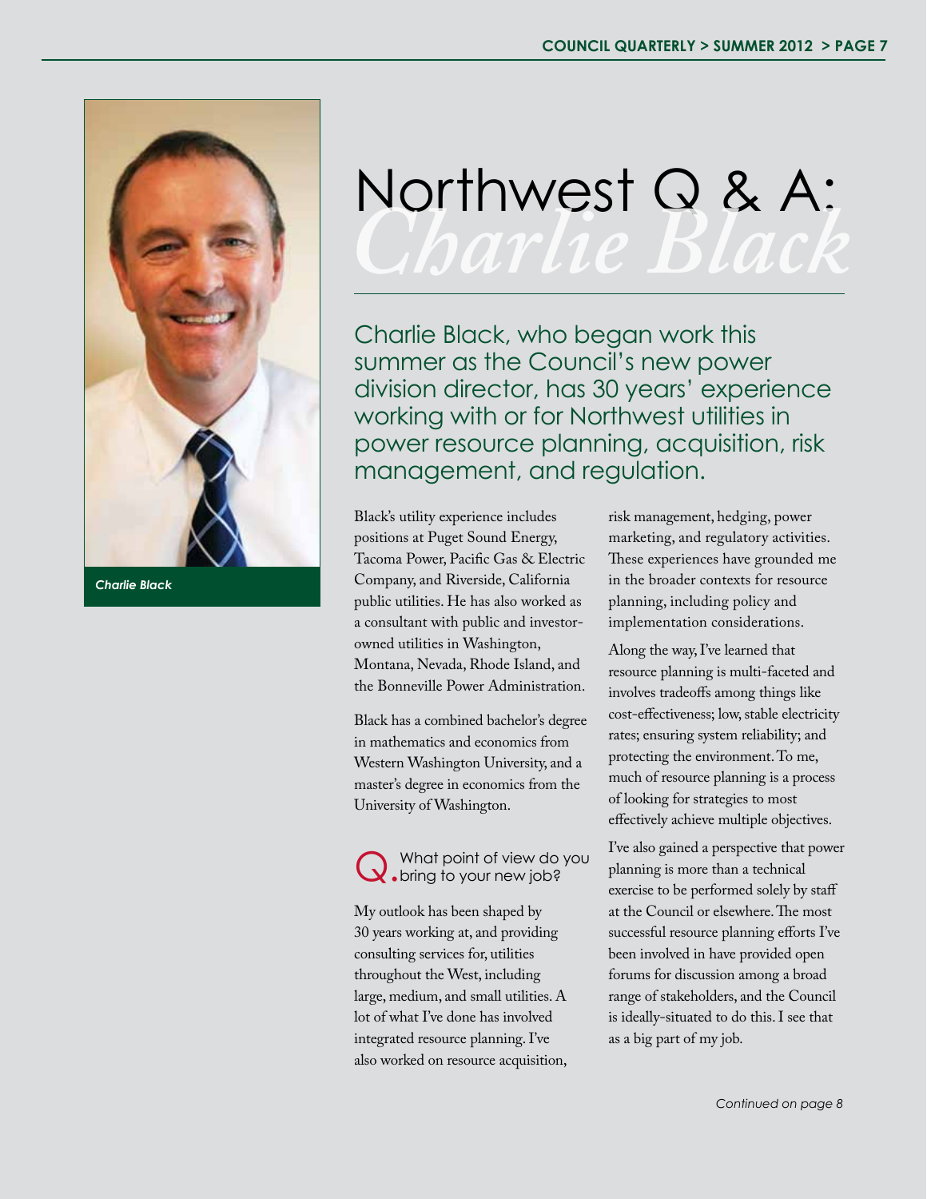# Northwest Q & A: *Charlie Black*

*Charlie Black*

## Charlie Black, who began work this summer as the Council's new power division director, has 30 years' experience working with or for Northwest utilities in power resource planning, acquisition, risk management, and regulation.

Black's utility experience includes positions at Puget Sound Energy, Tacoma Power, Pacific Gas & Electric Company, and Riverside, California public utilities. He has also worked as a consultant with public and investor-owned utilities in Washington, Montana, Nevada, Rhode Island, and the Bonneville Power Administration.

Black has a combined bachelor's degree in mathematics and economics from Western Washington University, and a master's degree in economics from the University of Washington.

### Q. What point of view do you bring to your new job?

My outlook has been shaped by 30 years working at, and providing consulting services for, utilities throughout the West, including large, medium, and small utilities. A lot of what I've done has involved integrated resource planning. I've also worked on resource acquisition, risk management, hedging, power marketing, and regulatory activities. These experiences have grounded me in the broader contexts for resource planning, including policy and implementation considerations.

Along the way, I've learned that resource planning is multi-faceted and involves tradeoffs among things like cost-effectiveness; low, stable electricity rates; ensuring system reliability; and protecting the environment. To me, much of resource planning is a process of looking for strategies to most effectively achieve multiple objectives.

I've also gained a perspective that power planning is more than a technical exercise to be performed solely by staff at the Council or elsewhere. The most successful resource planning efforts I've been involved in have provided open forums for discussion among a broad range of stakeholders, and the Council is ideally-situated to do this. I see that as a big part of my job.

*Continued on page 8*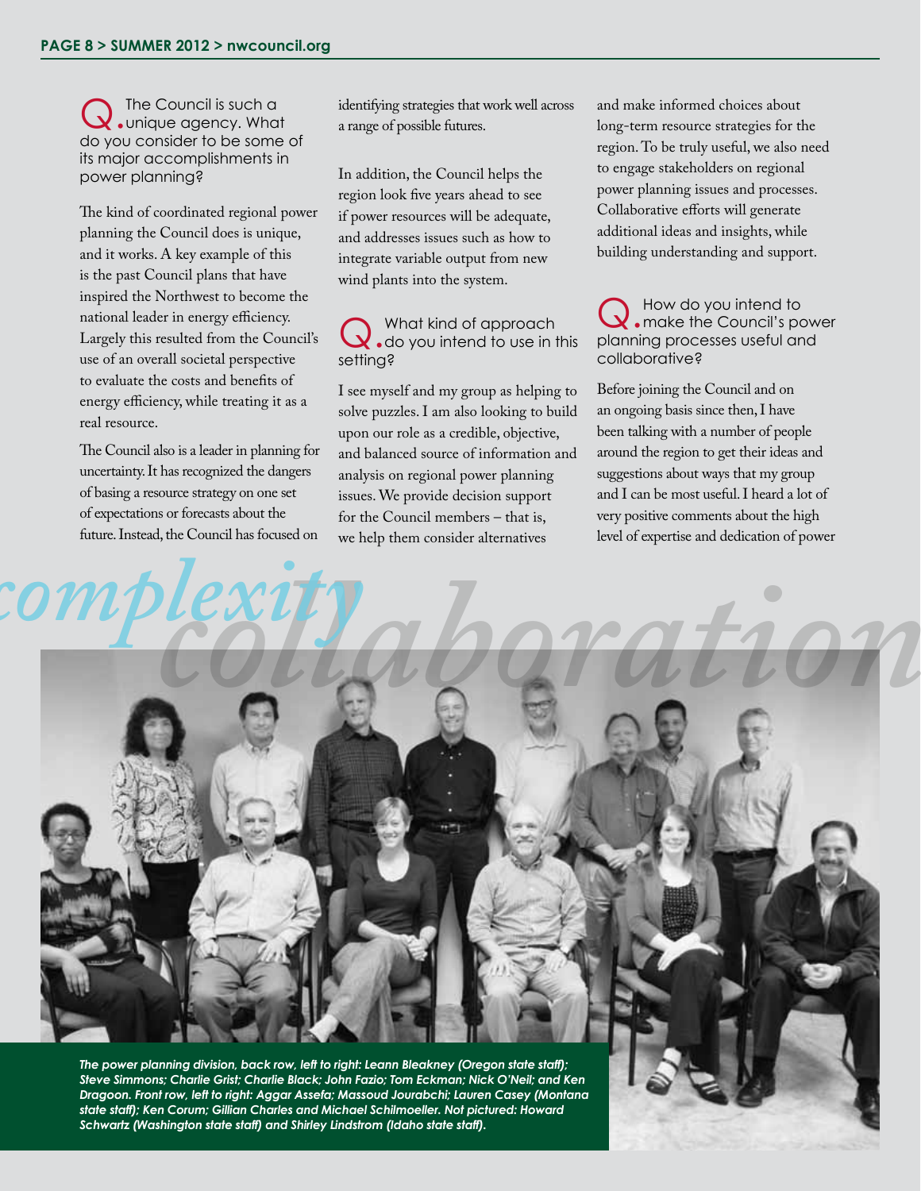**Q. The Council is such a unique agency. What do you consider to be some of its major accomplishments in power planning?**

The kind of coordinated regional power planning the Council does is unique, and it works. A key example of this is the past Council plans that have inspired the Northwest to become the national leader in energy efficiency. Largely this resulted from the Council's use of an overall societal perspective to evaluate the costs and benefits of energy efficiency, while treating it as a real resource.

The Council also is a leader in planning for uncertainty. It has recognized the dangers of basing a resource strategy on one set of expectations or forecasts about the future. Instead, the Council has focused on identifying strategies that work well across a range of possible futures.

In addition, the Council helps the region look five years ahead to see if power resources will be adequate, and addresses issues such as how to integrate variable output from new wind plants into the system.

**Q. What kind of approach do you intend to use in this setting?**

I see myself and my group as helping to solve puzzles. I am also looking to build upon our role as a credible, objective, and balanced source of information and analysis on regional power planning issues. We provide decision support for the Council members – that is, we help them consider alternatives and make informed choices about long-term resource strategies for the region. To be truly useful, we also need to engage stakeholders on regional power planning issues and processes. Collaborative efforts will generate additional ideas and insights, while building understanding and support.

**Q. How do you intend to make the Council's power planning processes useful and collaborative?**

Before joining the Council and on an ongoing basis since then, I have been talking with a number of people around the region to get their ideas and suggestions about ways that my group and I can be most useful. I heard a lot of very positive comments about the high level of expertise and dedication of power

*complexity* *collaboration*

*The power planning division, back row, left to right: Leann Bleakney (Oregon state staff); Steve Simmons; Charlie Grist; Charlie Black; John Fazio; Tom Eckman; Nick O'Neil; and Ken Dragoon. Front row, left to right: Aggar Assefa; Massoud Jourabchi; Lauren Casey (Montana state staff); Ken Corum; Gillian Charles and Michael Schilmoeller. Not pictured: Howard Schwartz (Washington state staff) and Shirley Lindstrom (Idaho state staff).*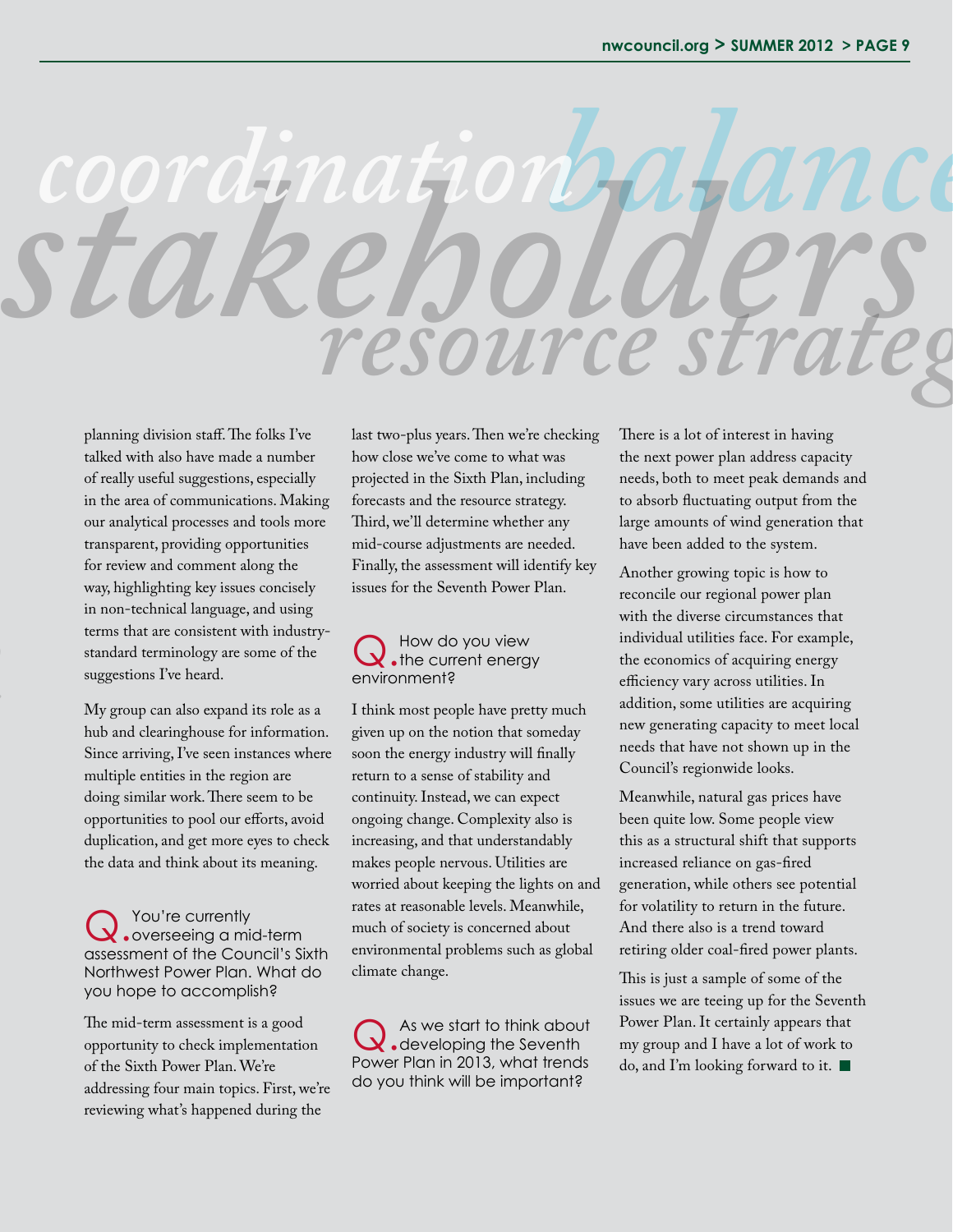planning division staff. The folks I've talked with also have made a number of really useful suggestions, especially in the area of communications. Making our analytical processes and tools more transparent, providing opportunities for review and comment along the way, highlighting key issues concisely in non-technical language, and using terms that are consistent with industry-standard terminology are some of the suggestions I've heard.

My group can also expand its role as a hub and clearinghouse for information. Since arriving, I've seen instances where multiple entities in the region are doing similar work. There seem to be opportunities to pool our efforts, avoid duplication, and get more eyes to check the data and think about its meaning.

**Q. You're currently overseeing a mid-term assessment of the Council's Sixth Northwest Power Plan. What do you hope to accomplish?**

The mid-term assessment is a good opportunity to check implementation of the Sixth Power Plan. We're addressing four main topics. First, we're reviewing what's happened during the last two-plus years. Then we're checking how close we've come to what was projected in the Sixth Plan, including forecasts and the resource strategy. Third, we'll determine whether any mid-course adjustments are needed. Finally, the assessment will identify key issues for the Seventh Power Plan.

**Q. How do you view the current energy environment?**

I think most people have pretty much given up on the notion that someday soon the energy industry will finally return to a sense of stability and continuity. Instead, we can expect ongoing change. Complexity also is increasing, and that understandably makes people nervous. Utilities are worried about keeping the lights on and rates at reasonable levels. Meanwhile, much of society is concerned about environmental problems such as global climate change.

**Q. As we start to think about developing the Seventh Power Plan in 2013, what trends do you think will be important?**

There is a lot of interest in having the next power plan address capacity needs, both to meet peak demands and to absorb fluctuating output from the large amounts of wind generation that have been added to the system.

Another growing topic is how to reconcile our regional power plan with the diverse circumstances that individual utilities face. For example, the economics of acquiring energy efficiency vary across utilities. In addition, some utilities are acquiring new generating capacity to meet local needs that have not shown up in the Council's regionwide looks.

Meanwhile, natural gas prices have been quite low. Some people view this as a structural shift that supports increased reliance on gas-fired generation, while others see potential for volatility to return in the future. And there also is a trend toward retiring older coal-fired power plants.

This is just a sample of some of the issues we are teeing up for the Seventh Power Plan. It certainly appears that my group and I have a lot of work to do, and I'm looking forward to it. ■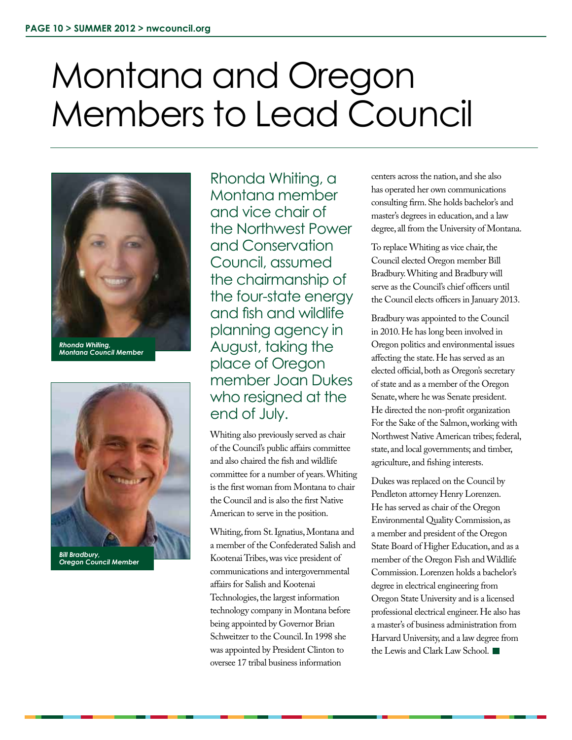# Montana and Oregon Members to Lead Council

*Rhonda Whiting, Montana Council Member*

*Bill Bradbury, Oregon Council Member*

Rhonda Whiting, a Montana member and vice chair of the Northwest Power and Conservation Council, assumed the chairmanship of the four-state energy and fish and wildlife planning agency in August, taking the place of Oregon member Joan Dukes who resigned at the end of July.

Whiting also previously served as chair of the Council's public affairs committee and also chaired the fish and wildlife committee for a number of years. Whiting is the first woman from Montana to chair the Council and is also the first Native American to serve in the position.

Whiting, from St. Ignatius, Montana and a member of the Confederated Salish and Kootenai Tribes, was vice president of communications and intergovernmental affairs for Salish and Kootenai Technologies, the largest information technology company in Montana before being appointed by Governor Brian Schweitzer to the Council. In 1998 she was appointed by President Clinton to oversee 17 tribal business information centers across the nation, and she also has operated her own communications consulting firm. She holds bachelor's and master's degrees in education, and a law degree, all from the University of Montana.

To replace Whiting as vice chair, the Council elected Oregon member Bill Bradbury. Whiting and Bradbury will serve as the Council's chief officers until the Council elects officers in January 2013.

Bradbury was appointed to the Council in 2010. He has long been involved in Oregon politics and environmental issues affecting the state. He has served as an elected official, both as Oregon's secretary of state and as a member of the Oregon Senate, where he was Senate president. He directed the non-profit organization For the Sake of the Salmon, working with Northwest Native American tribes; federal, state, and local governments; and timber, agriculture, and fishing interests.

Dukes was replaced on the Council by Pendleton attorney Henry Lorenzen. He has served as chair of the Oregon Environmental Quality Commission, as a member and president of the Oregon State Board of Higher Education, and as a member of the Oregon Fish and Wildlife Commission. Lorenzen holds a bachelor's degree in electrical engineering from Oregon State University and is a licensed professional electrical engineer. He also has a master's of business administration from Harvard University, and a law degree from the Lewis and Clark Law School. ■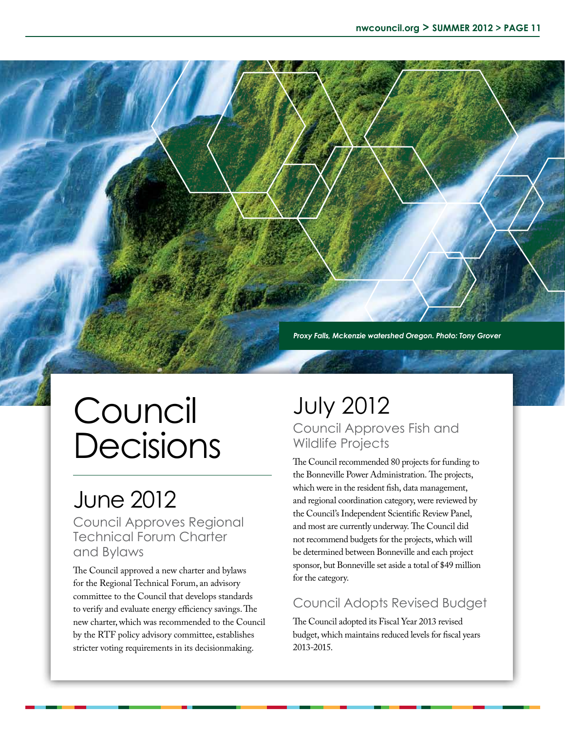*Proxy Falls, Mckenzie watershed Oregon. Photo: Tony Grover*

# Council Decisions

## June 2012

### Council Approves Regional Technical Forum Charter and Bylaws

The Council approved a new charter and bylaws for the Regional Technical Forum, an advisory committee to the Council that develops standards to verify and evaluate energy efficiency savings. The new charter, which was recommended to the Council by the RTF policy advisory committee, establishes stricter voting requirements in its decisionmaking.

## July 2012

### Council Approves Fish and Wildlife Projects

The Council recommended 80 projects for funding to the Bonneville Power Administration. The projects, which were in the resident fish, data management, and regional coordination category, were reviewed by the Council's Independent Scientific Review Panel, and most are currently underway. The Council did not recommend budgets for the projects, which will be determined between Bonneville and each project sponsor, but Bonneville set aside a total of $49 million for the category.

### Council Adopts Revised Budget

The Council adopted its Fiscal Year 2013 revised budget, which maintains reduced levels for fiscal years 2013-2015.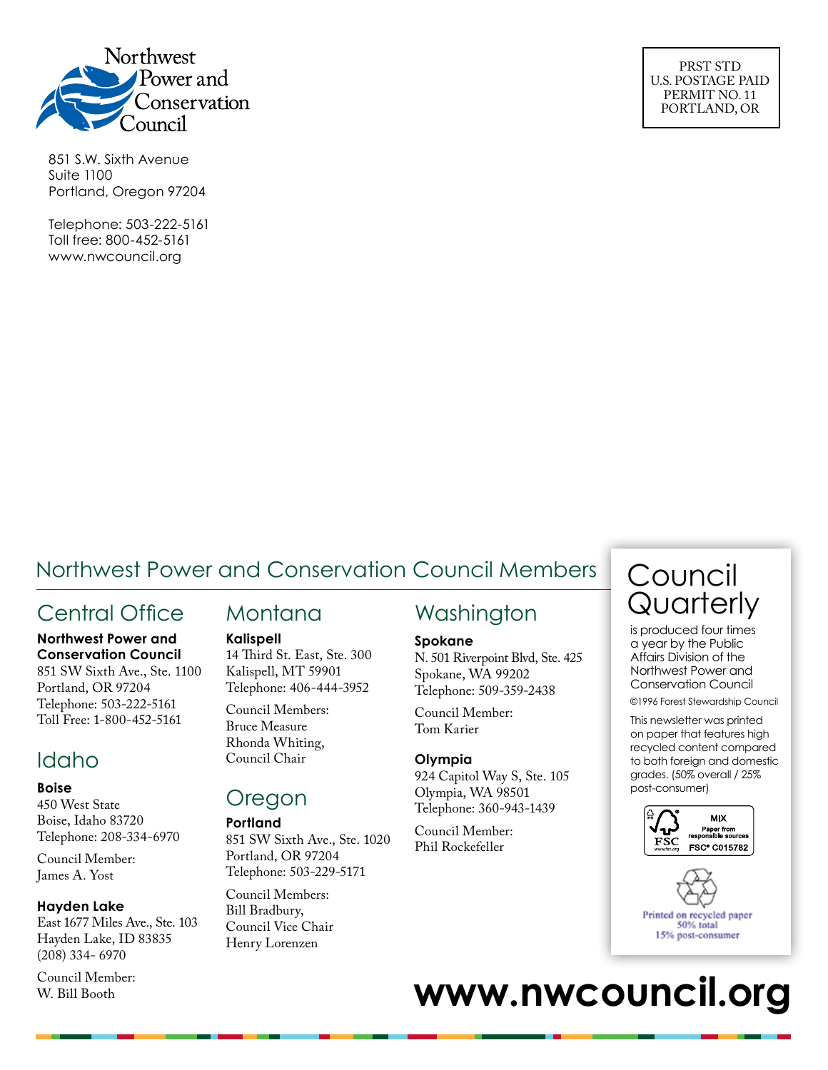Northwest Power and Conservation Council

851 S.W. Sixth Avenue
Suite 1100
Portland, Oregon 97204

Telephone: 503-222-5161
Toll free: 800-452-5161
www.nwcouncil.org

PRST STD
U.S. POSTAGE PAID
PERMIT NO. 11
PORTLAND, OR

## Northwest Power and Conservation Council Members

### Central Office

**Northwest Power and Conservation Council**
851 SW Sixth Ave., Ste. 1100
Portland, OR 97204
Telephone: 503-222-5161
Toll Free: 1-800-452-5161

### Idaho

**Boise**
450 West State
Boise, Idaho 83720
Telephone: 208-334-6970

Council Member:
James A. Yost

**Hayden Lake**
East 1677 Miles Ave., Ste. 103
Hayden Lake, ID 83835
(208) 334- 6970

Council Member:
W. Bill Booth

### Montana

**Kalispell**
14 Third St. East, Ste. 300
Kalispell, MT 59901
Telephone: 406-444-3952

Council Members:
Bruce Measure
Rhonda Whiting,
Council Chair

### Oregon

**Portland**
851 SW Sixth Ave., Ste. 1020
Portland, OR 97204
Telephone: 503-229-5171

Council Members:
Bill Bradbury,
Council Vice Chair
Henry Lorenzen

### Washington

**Spokane**
N. 501 Riverpoint Blvd, Ste. 425
Spokane, WA 99202
Telephone: 509-359-2438

Council Member:
Tom Karier

**Olympia**
924 Capitol Way S, Ste. 105
Olympia, WA 98501
Telephone: 360-943-1439

Council Member:
Phil Rockefeller

## Council Quarterly

is produced four times a year by the Public Affairs Division of the Northwest Power and Conservation Council

©1996 Forest Stewardship Council

This newsletter was printed on paper that features high recycled content compared to both foreign and domestic grades. (50% overall / 25% post-consumer)

MIX
Paper from responsible sources
FSC® C015782

Printed on recycled paper
50% total
15% post-consumer

**www.nwcouncil.org**